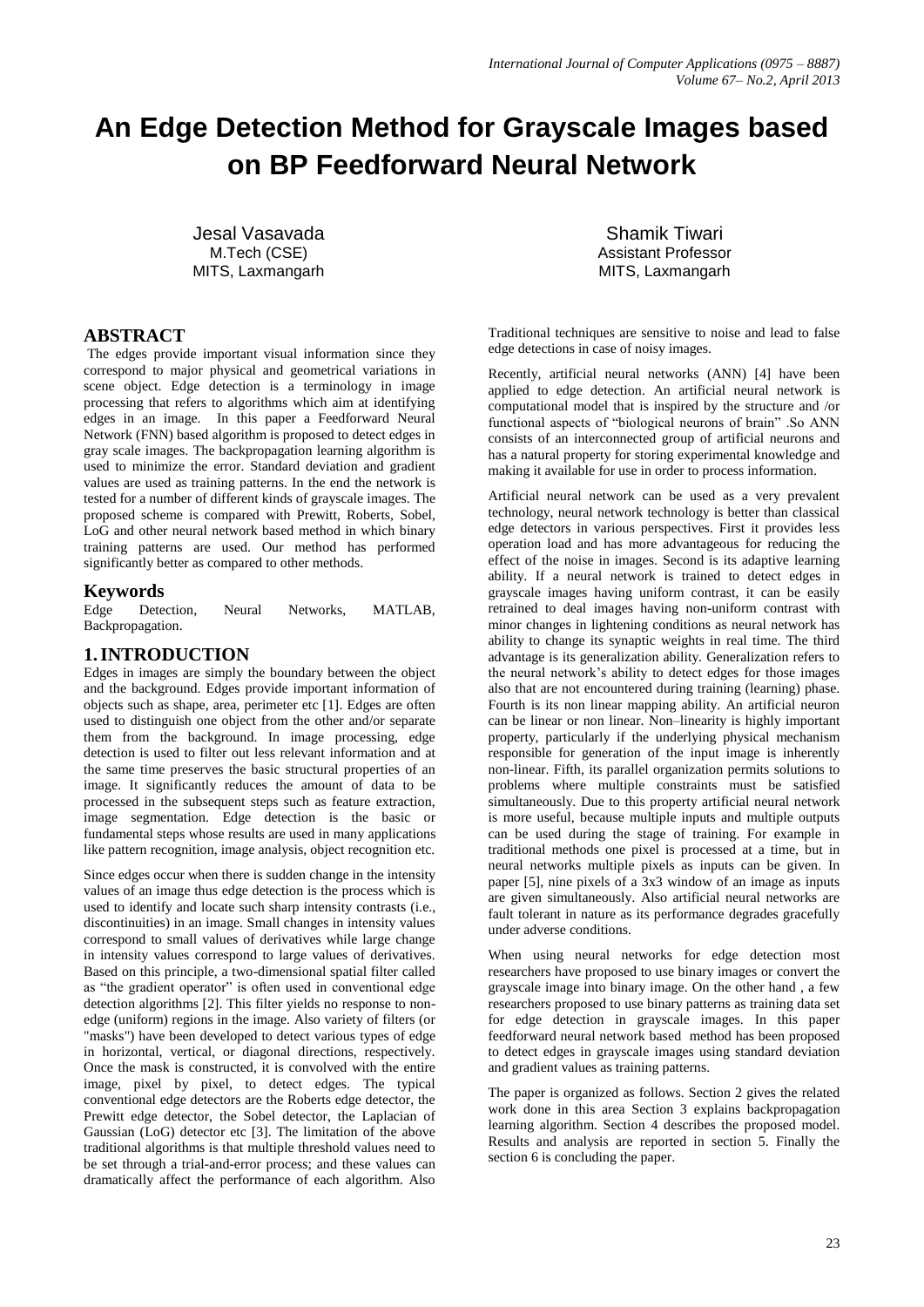# An Edge Detection Method for Grayscale Images based on BP Feedforward Neural Network

Jesal Vasavada
M.Tech (CSE)
MITS, Laxmangarh

Shamik Tiwari
Assistant Professor
MITS, Laxmangarh

## ABSTRACT

The edges provide important visual information since they correspond to major physical and geometrical variations in scene object. Edge detection is a terminology in image processing that refers to algorithms which aim at identifying edges in an image. In this paper a Feedforward Neural Network (FNN) based algorithm is proposed to detect edges in gray scale images. The backpropagation learning algorithm is used to minimize the error. Standard deviation and gradient values are used as training patterns. In the end the network is tested for a number of different kinds of grayscale images. The proposed scheme is compared with Prewitt, Roberts, Sobel, LoG and other neural network based method in which binary training patterns are used. Our method has performed significantly better as compared to other methods.

## Keywords

Edge Detection, Neural Networks, MATLAB, Backpropagation.

## 1. INTRODUCTION

Edges in images are simply the boundary between the object and the background. Edges provide important information of objects such as shape, area, perimeter etc [1]. Edges are often used to distinguish one object from the other and/or separate them from the background. In image processing, edge detection is used to filter out less relevant information and at the same time preserves the basic structural properties of an image. It significantly reduces the amount of data to be processed in the subsequent steps such as feature extraction, image segmentation. Edge detection is the basic or fundamental steps whose results are used in many applications like pattern recognition, image analysis, object recognition etc.

Since edges occur when there is sudden change in the intensity values of an image thus edge detection is the process which is used to identify and locate such sharp intensity contrasts (i.e., discontinuities) in an image. Small changes in intensity values correspond to small values of derivatives while large change in intensity values correspond to large values of derivatives. Based on this principle, a two-dimensional spatial filter called as "the gradient operator" is often used in conventional edge detection algorithms [2]. This filter yields no response to non-edge (uniform) regions in the image. Also variety of filters (or "masks") have been developed to detect various types of edge in horizontal, vertical, or diagonal directions, respectively. Once the mask is constructed, it is convolved with the entire image, pixel by pixel, to detect edges. The typical conventional edge detectors are the Roberts edge detector, the Prewitt edge detector, the Sobel detector, the Laplacian of Gaussian (LoG) detector etc [3]. The limitation of the above traditional algorithms is that multiple threshold values need to be set through a trial-and-error process; and these values can dramatically affect the performance of each algorithm. Also Traditional techniques are sensitive to noise and lead to false edge detections in case of noisy images.

Recently, artificial neural networks (ANN) [4] have been applied to edge detection. An artificial neural network is computational model that is inspired by the structure and /or functional aspects of "biological neurons of brain" .So ANN consists of an interconnected group of artificial neurons and has a natural property for storing experimental knowledge and making it available for use in order to process information.

Artificial neural network can be used as a very prevalent technology, neural network technology is better than classical edge detectors in various perspectives. First it provides less operation load and has more advantageous for reducing the effect of the noise in images. Second is its adaptive learning ability. If a neural network is trained to detect edges in grayscale images having uniform contrast, it can be easily retrained to deal images having non-uniform contrast with minor changes in lightening conditions as neural network has ability to change its synaptic weights in real time. The third advantage is its generalization ability. Generalization refers to the neural network's ability to detect edges for those images also that are not encountered during training (learning) phase. Fourth is its non linear mapping ability. An artificial neuron can be linear or non linear. Non–linearity is highly important property, particularly if the underlying physical mechanism responsible for generation of the input image is inherently non-linear. Fifth, its parallel organization permits solutions to problems where multiple constraints must be satisfied simultaneously. Due to this property artificial neural network is more useful, because multiple inputs and multiple outputs can be used during the stage of training. For example in traditional methods one pixel is processed at a time, but in neural networks multiple pixels as inputs can be given. In paper [5], nine pixels of a 3x3 window of an image as inputs are given simultaneously. Also artificial neural networks are fault tolerant in nature as its performance degrades gracefully under adverse conditions.

When using neural networks for edge detection most researchers have proposed to use binary images or convert the grayscale image into binary image. On the other hand , a few researchers proposed to use binary patterns as training data set for edge detection in grayscale images. In this paper feedforward neural network based method has been proposed to detect edges in grayscale images using standard deviation and gradient values as training patterns.

The paper is organized as follows. Section 2 gives the related work done in this area Section 3 explains backpropagation learning algorithm. Section 4 describes the proposed model. Results and analysis are reported in section 5. Finally the section 6 is concluding the paper.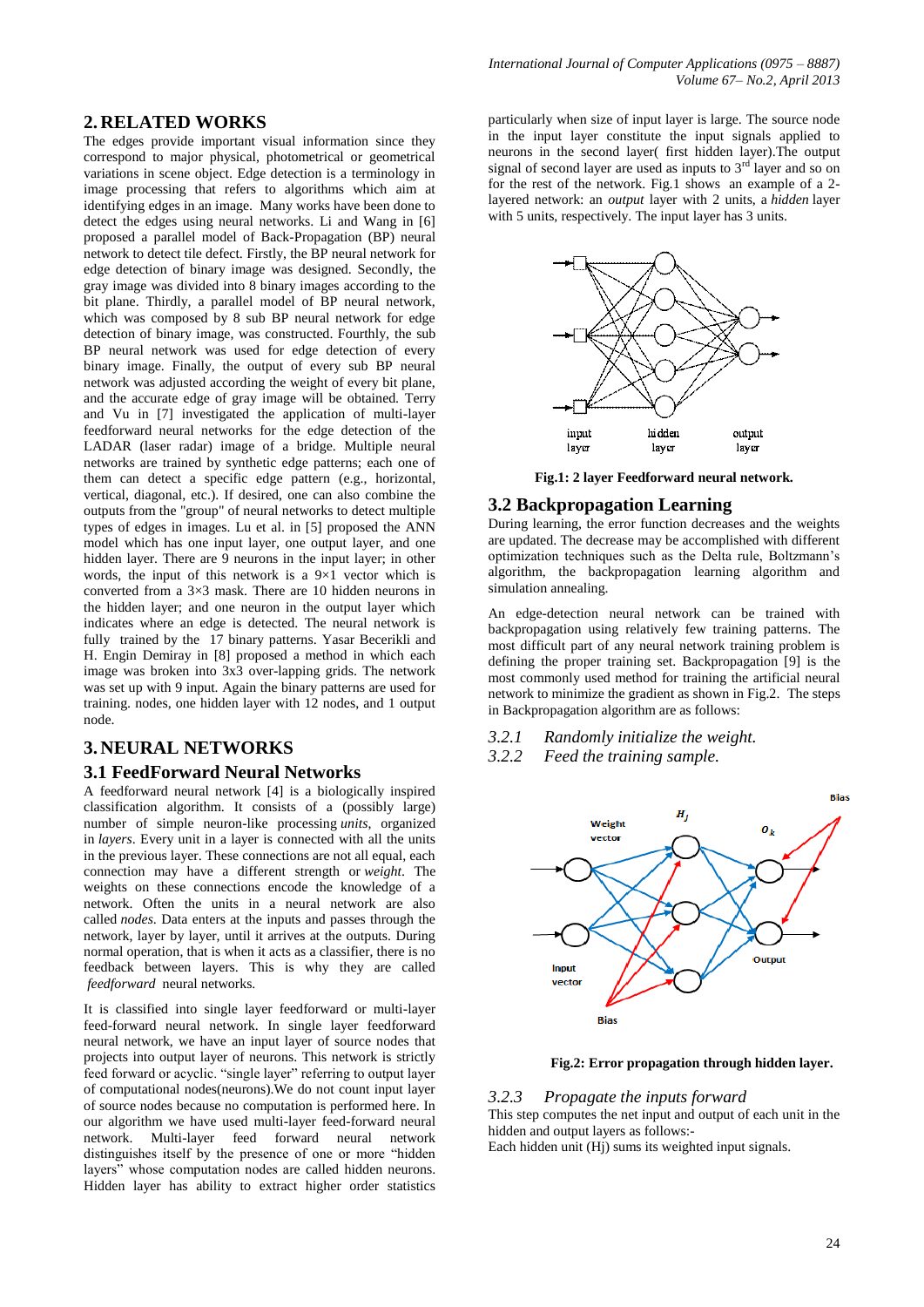## 2. RELATED WORKS

The edges provide important visual information since they correspond to major physical, photometrical or geometrical variations in scene object. Edge detection is a terminology in image processing that refers to algorithms which aim at identifying edges in an image. Many works have been done to detect the edges using neural networks. Li and Wang in [6] proposed a parallel model of Back-Propagation (BP) neural network to detect tile defect. Firstly, the BP neural network for edge detection of binary image was designed. Secondly, the gray image was divided into 8 binary images according to the bit plane. Thirdly, a parallel model of BP neural network, which was composed by 8 sub BP neural network for edge detection of binary image, was constructed. Fourthly, the sub BP neural network was used for edge detection of every binary image. Finally, the output of every sub BP neural network was adjusted according the weight of every bit plane, and the accurate edge of gray image will be obtained. Terry and Vu in [7] investigated the application of multi-layer feedforward neural networks for the edge detection of the LADAR (laser radar) image of a bridge. Multiple neural networks are trained by synthetic edge patterns; each one of them can detect a specific edge pattern (e.g., horizontal, vertical, diagonal, etc.). If desired, one can also combine the outputs from the "group" of neural networks to detect multiple types of edges in images. Lu et al. in [5] proposed the ANN model which has one input layer, one output layer, and one hidden layer. There are 9 neurons in the input layer; in other words, the input of this network is a 9×1 vector which is converted from a 3×3 mask. There are 10 hidden neurons in the hidden layer; and one neuron in the output layer which indicates where an edge is detected. The neural network is fully trained by the 17 binary patterns. Yasar Becerikli and H. Engin Demiray in [8] proposed a method in which each image was broken into 3x3 over-lapping grids. The network was set up with 9 input. Again the binary patterns are used for training. nodes, one hidden layer with 12 nodes, and 1 output node.

## 3. NEURAL NETWORKS

### 3.1 FeedForward Neural Networks

A feedforward neural network [4] is a biologically inspired classification algorithm. It consists of a (possibly large) number of simple neuron-like processing *units*, organized in *layers*. Every unit in a layer is connected with all the units in the previous layer. These connections are not all equal, each connection may have a different strength or *weight*. The weights on these connections encode the knowledge of a network. Often the units in a neural network are also called *nodes*. Data enters at the inputs and passes through the network, layer by layer, until it arrives at the outputs. During normal operation, that is when it acts as a classifier, there is no feedback between layers. This is why they are called *feedforward* neural networks.

It is classified into single layer feedforward or multi-layer feed-forward neural network. In single layer feedforward neural network, we have an input layer of source nodes that projects into output layer of neurons. This network is strictly feed forward or acyclic. “single layer” referring to output layer of computational nodes(neurons).We do not count input layer of source nodes because no computation is performed here. In our algorithm we have used multi-layer feed-forward neural network. Multi-layer feed forward neural network distinguishes itself by the presence of one or more “hidden layers” whose computation nodes are called hidden neurons. Hidden layer has ability to extract higher order statistics particularly when size of input layer is large. The source node in the input layer constitute the input signals applied to neurons in the second layer( first hidden layer).The output signal of second layer are used as inputs to 3rd layer and so on for the rest of the network. Fig.1 shows an example of a 2-layered network: an *output* layer with 2 units, a *hidden* layer with 5 units, respectively. The input layer has 3 units.

**Fig.1: 2 layer Feedforward neural network.**

### 3.2 Backpropagation Learning

During learning, the error function decreases and the weights are updated. The decrease may be accomplished with different optimization techniques such as the Delta rule, Boltzmann’s algorithm, the backpropagation learning algorithm and simulation annealing.

An edge-detection neural network can be trained with backpropagation using relatively few training patterns. The most difficult part of any neural network training problem is defining the proper training set. Backpropagation [9] is the most commonly used method for training the artificial neural network to minimize the gradient as shown in Fig.2. The steps in Backpropagation algorithm are as follows:

#### *3.2.1 Randomly initialize the weight.*

#### *3.2.2 Feed the training sample.*

**Fig.2: Error propagation through hidden layer.**

#### *3.2.3 Propagate the inputs forward*

This step computes the net input and output of each unit in the hidden and output layers as follows:-

Each hidden unit (Hj) sums its weighted input signals.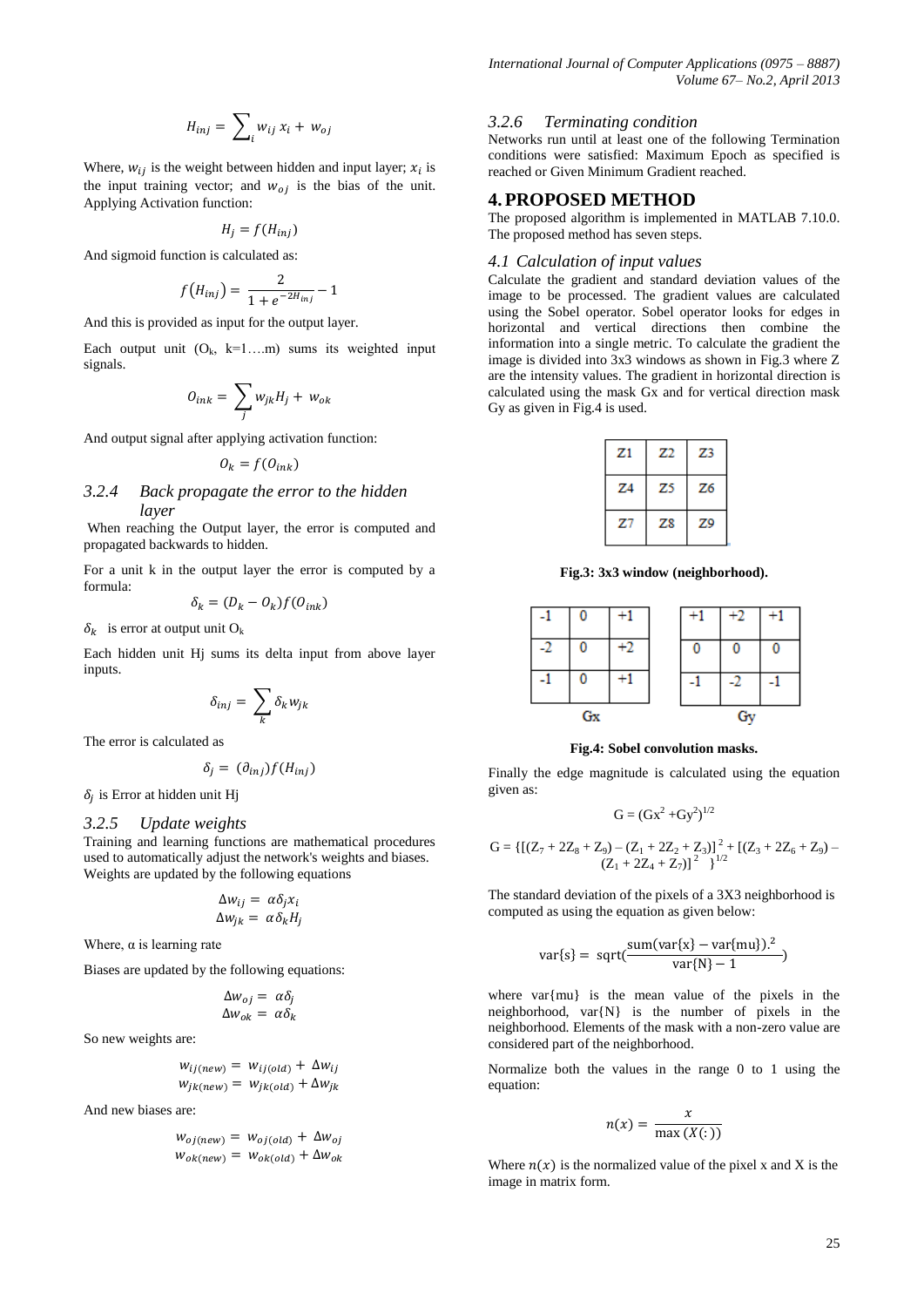$$H_{inj} = \sum_{i} w_{ij}\, x_i + w_{oj}$$

Where, $w_{ij}$ is the weight between hidden and input layer; $x_i$ is the input training vector; and $w_{oj}$ is the bias of the unit. Applying Activation function:

$$H_j = f(H_{inj})$$

And sigmoid function is calculated as:

$$f(H_{inj}) = \frac{2}{1 + e^{-2H_{inj}}} - 1$$

And this is provided as input for the output layer.

Each output unit ($O_k$, k=1….m) sums its weighted input signals.

$$O_{ink} = \sum_{j} w_{jk} H_j + w_{ok}$$

And output signal after applying activation function:

$$O_k = f(O_{ink})$$

### 3.2.4 *Back propagate the error to the hidden layer*

When reaching the Output layer, the error is computed and propagated backwards to hidden.

For a unit k in the output layer the error is computed by a formula:

$$\delta_k = (D_k - O_k) f(O_{ink})$$

$\delta_k$ is error at output unit $O_k$

Each hidden unit Hj sums its delta input from above layer inputs.

$$\delta_{inj} = \sum_{k} \delta_k w_{jk}$$

The error is calculated as

$$\delta_j = (\partial_{inj}) f(H_{inj})$$

$\delta_j$ is Error at hidden unit Hj

### 3.2.5 *Update weights*

Training and learning functions are mathematical procedures used to automatically adjust the network's weights and biases. Weights are updated by the following equations

$$\Delta w_{ij} = \alpha \delta_j x_i$$
$$\Delta w_{jk} = \alpha \delta_k H_j$$

Where, α is learning rate

Biases are updated by the following equations:

$$\Delta w_{oj} = \alpha \delta_j$$
$$\Delta w_{ok} = \alpha \delta_k$$

So new weights are:

$$w_{ij(new)} = w_{ij(old)} + \Delta w_{ij}$$
$$w_{jk(new)} = w_{jk(old)} + \Delta w_{jk}$$

And new biases are:

$$w_{oj(new)} = w_{oj(old)} + \Delta w_{oj}$$
$$w_{ok(new)} = w_{ok(old)} + \Delta w_{ok}$$

### 3.2.6 *Terminating condition*

Networks run until at least one of the following Termination conditions were satisfied: Maximum Epoch as specified is reached or Given Minimum Gradient reached.

## 4. PROPOSED METHOD

The proposed algorithm is implemented in MATLAB 7.10.0. The proposed method has seven steps.

### 4.1 *Calculation of input values*

Calculate the gradient and standard deviation values of the image to be processed. The gradient values are calculated using the Sobel operator. Sobel operator looks for edges in horizontal and vertical directions then combine the information into a single metric. To calculate the gradient the image is divided into 3x3 windows as shown in Fig.3 where Z are the intensity values. The gradient in horizontal direction is calculated using the mask Gx and for vertical direction mask Gy as given in Fig.4 is used.

| Z1 | Z2 | Z3 |
|---|---|---|
| Z4 | Z5 | Z6 |
| Z7 | Z8 | Z9 |

**Fig.3: 3x3 window (neighborhood).**

Gx:

| -1 | 0 | +1 |
|---|---|---|
| -2 | 0 | +2 |
| -1 | 0 | +1 |

Gy:

| +1 | +2 | +1 |
|---|---|---|
| 0 | 0 | 0 |
| -1 | -2 | -1 |

**Fig.4: Sobel convolution masks.**

Finally the edge magnitude is calculated using the equation given as:

$$G = (Gx^2 + Gy^2)^{1/2}$$

$$G = \{[(Z_7 + 2Z_8 + Z_9) - (Z_1 + 2Z_2 + Z_3)]^2 + [(Z_3 + 2Z_6 + Z_9) - (Z_1 + 2Z_4 + Z_7)]^2\}^{1/2}$$

The standard deviation of the pixels of a 3X3 neighborhood is computed as using the equation as given below:

$$\text{var}\{s\} = \text{sqrt}\left(\frac{\text{sum}(\text{var}\{x\} - \text{var}\{\text{mu}\}).^2}{\text{var}\{N\} - 1}\right)$$

where var{mu} is the mean value of the pixels in the neighborhood, var{N} is the number of pixels in the neighborhood. Elements of the mask with a non-zero value are considered part of the neighborhood.

Normalize both the values in the range 0 to 1 using the equation:

$$n(x) = \frac{x}{\max(X(:))}$$

Where $n(x)$ is the normalized value of the pixel x and X is the image in matrix form.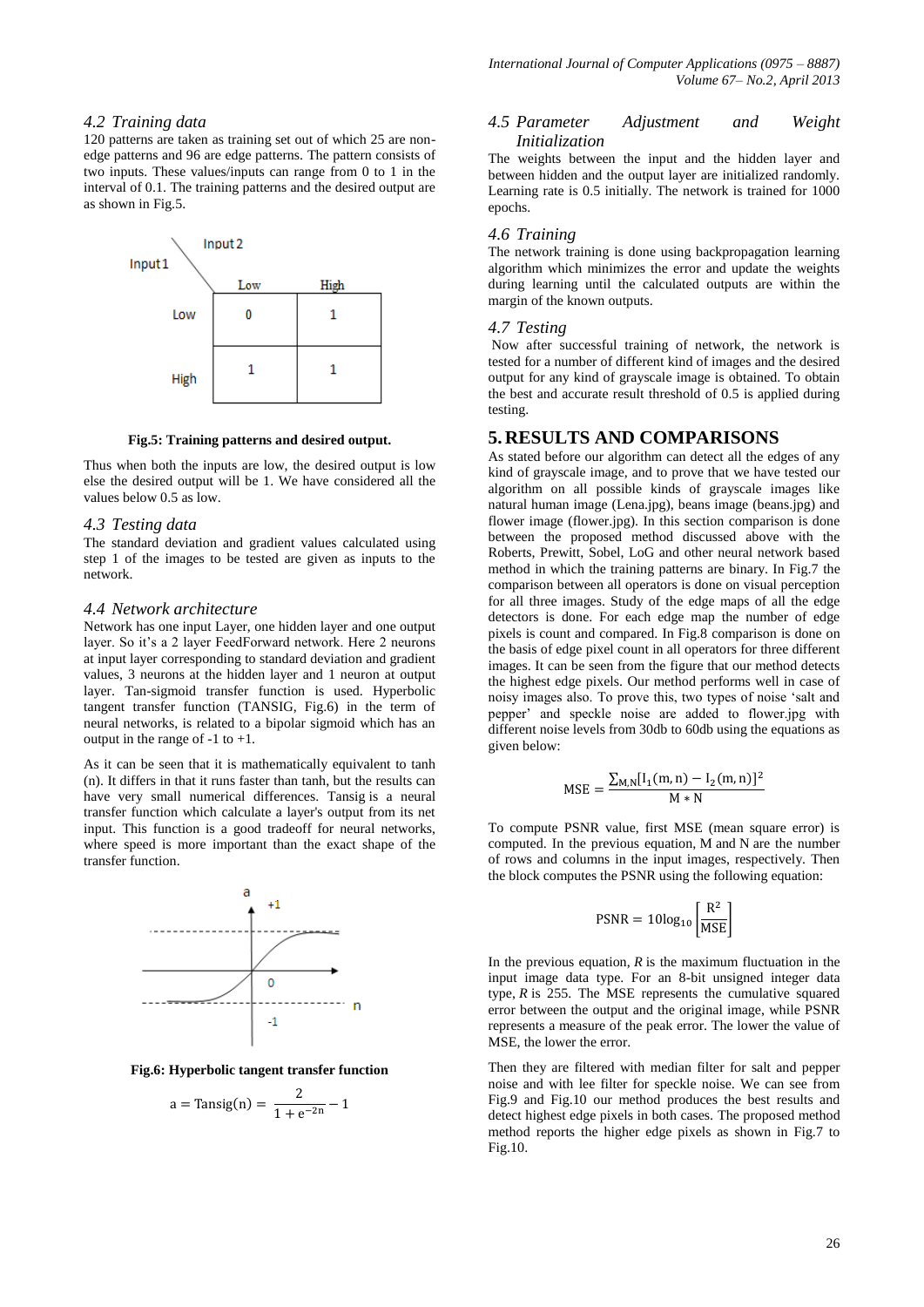### 4.2 Training data

120 patterns are taken as training set out of which 25 are non-edge patterns and 96 are edge patterns. The pattern consists of two inputs. These values/inputs can range from 0 to 1 in the interval of 0.1. The training patterns and the desired output are as shown in Fig.5.

| Input 1 \ Input 2 | Low | High |
|---|---|---|
| Low | 0 | 1 |
| High | 1 | 1 |

**Fig.5: Training patterns and desired output.**

Thus when both the inputs are low, the desired output is low else the desired output will be 1. We have considered all the values below 0.5 as low.

### 4.3 Testing data

The standard deviation and gradient values calculated using step 1 of the images to be tested are given as inputs to the network.

### 4.4 Network architecture

Network has one input Layer, one hidden layer and one output layer. So it's a 2 layer FeedForward network. Here 2 neurons at input layer corresponding to standard deviation and gradient values, 3 neurons at the hidden layer and 1 neuron at output layer. Tan-sigmoid transfer function is used. Hyperbolic tangent transfer function (TANSIG, Fig.6) in the term of neural networks, is related to a bipolar sigmoid which has an output in the range of -1 to +1.

As it can be seen that it is mathematically equivalent to tanh (n). It differs in that it runs faster than tanh, but the results can have very small numerical differences. Tansig is a neural transfer function which calculate a layer's output from its net input. This function is a good tradeoff for neural networks, where speed is more important than the exact shape of the transfer function.

**Fig.6: Hyperbolic tangent transfer function**

$$a = \text{Tansig}(n) = \frac{2}{1 + e^{-2n}} - 1$$

### 4.5 Parameter Adjustment and Weight Initialization

The weights between the input and the hidden layer and between hidden and the output layer are initialized randomly. Learning rate is 0.5 initially. The network is trained for 1000 epochs.

### 4.6 Training

The network training is done using backpropagation learning algorithm which minimizes the error and update the weights during learning until the calculated outputs are within the margin of the known outputs.

### 4.7 Testing

Now after successful training of network, the network is tested for a number of different kind of images and the desired output for any kind of grayscale image is obtained. To obtain the best and accurate result threshold of 0.5 is applied during testing.

## 5. RESULTS AND COMPARISONS

As stated before our algorithm can detect all the edges of any kind of grayscale image, and to prove that we have tested our algorithm on all possible kinds of grayscale images like natural human image (Lena.jpg), beans image (beans.jpg) and flower image (flower.jpg). In this section comparison is done between the proposed method discussed above with the Roberts, Prewitt, Sobel, LoG and other neural network based method in which the training patterns are binary. In Fig.7 the comparison between all operators is done on visual perception for all three images. Study of the edge maps of all the edge detectors is done. For each edge map the number of edge pixels is count and compared. In Fig.8 comparison is done on the basis of edge pixel count in all operators for three different images. It can be seen from the figure that our method detects the highest edge pixels. Our method performs well in case of noisy images also. To prove this, two types of noise 'salt and pepper' and speckle noise are added to flower.jpg with different noise levels from 30db to 60db using the equations as given below:

$$\text{MSE} = \frac{\sum_{M,N}[I_1(m,n) - I_2(m,n)]^2}{M * N}$$

To compute PSNR value, first MSE (mean square error) is computed. In the previous equation, M and N are the number of rows and columns in the input images, respectively. Then the block computes the PSNR using the following equation:

$$\text{PSNR} = 10\log_{10}\left[\frac{R^2}{\text{MSE}}\right]$$

In the previous equation, *R* is the maximum fluctuation in the input image data type. For an 8-bit unsigned integer data type, *R* is 255. The MSE represents the cumulative squared error between the output and the original image, while PSNR represents a measure of the peak error. The lower the value of MSE, the lower the error.

Then they are filtered with median filter for salt and pepper noise and with lee filter for speckle noise. We can see from Fig.9 and Fig.10 our method produces the best results and detect highest edge pixels in both cases. The proposed method method reports the higher edge pixels as shown in Fig.7 to Fig.10.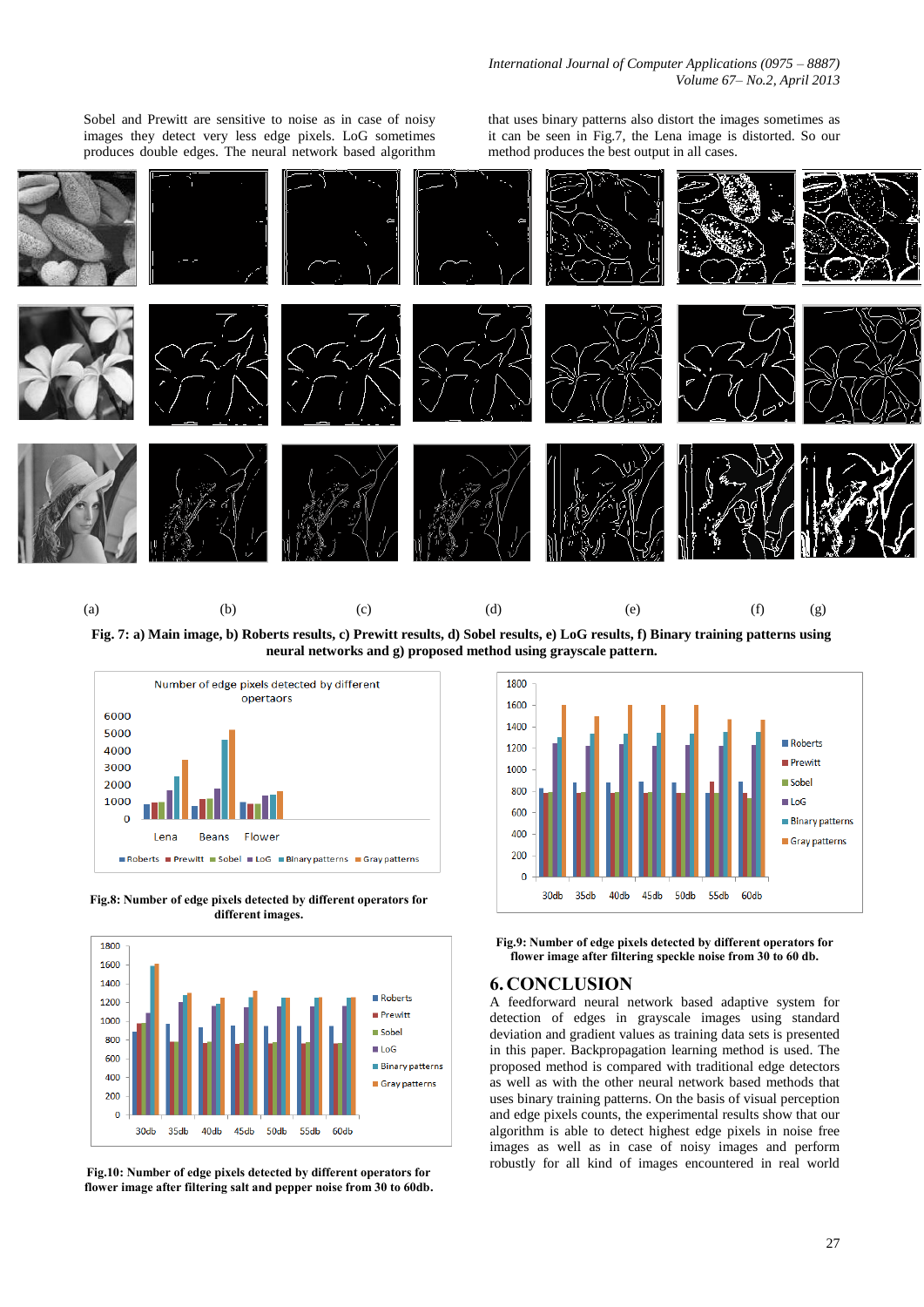Sobel and Prewitt are sensitive to noise as in case of noisy images they detect very less edge pixels. LoG sometimes produces double edges. The neural network based algorithm that uses binary patterns also distort the images sometimes as it can be seen in Fig.7, the Lena image is distorted. So our method produces the best output in all cases.

**Fig. 7: a) Main image, b) Roberts results, c) Prewitt results, d) Sobel results, e) LoG results, f) Binary training patterns using neural networks and g) proposed method using grayscale pattern.**

**Fig.8: Number of edge pixels detected by different operators for different images.**

**Fig.9: Number of edge pixels detected by different operators for flower image after filtering speckle noise from 30 to 60 db.**

**Fig.10: Number of edge pixels detected by different operators for flower image after filtering salt and pepper noise from 30 to 60db.**

## 6. CONCLUSION

A feedforward neural network based adaptive system for detection of edges in grayscale images using standard deviation and gradient values as training data sets is presented in this paper. Backpropagation learning method is used. The proposed method is compared with traditional edge detectors as well as with the other neural network based methods that uses binary training patterns. On the basis of visual perception and edge pixels counts, the experimental results show that our algorithm is able to detect highest edge pixels in noise free images as well as in case of noisy images and perform robustly for all kind of images encountered in real world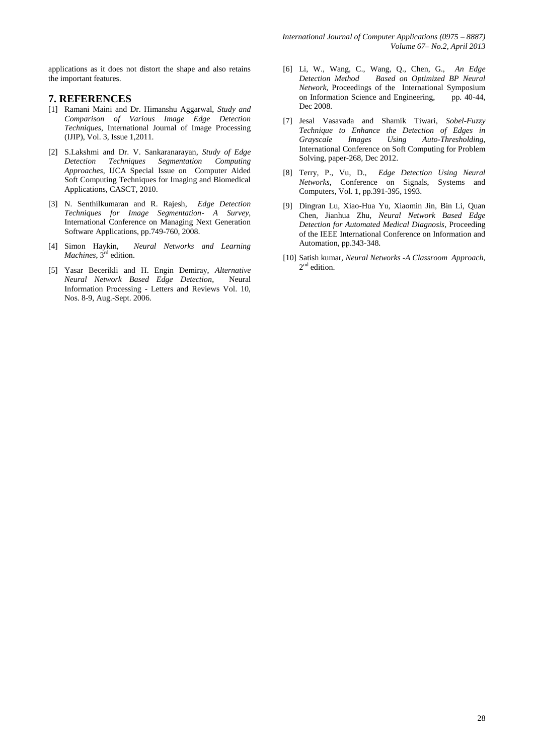applications as it does not distort the shape and also retains the important features.

## 7. REFERENCES

[1] Ramani Maini and Dr. Himanshu Aggarwal, *Study and Comparison of Various Image Edge Detection Techniques*, International Journal of Image Processing (IJIP), Vol. 3, Issue 1,2011.

[2] S.Lakshmi and Dr. V. Sankaranarayan, *Study of Edge Detection Techniques Segmentation Computing Approaches*, IJCA Special Issue on Computer Aided Soft Computing Techniques for Imaging and Biomedical Applications, CASCT, 2010.

[3] N. Senthilkumaran and R. Rajesh, *Edge Detection Techniques for Image Segmentation- A Survey*, International Conference on Managing Next Generation Software Applications, pp.749-760, 2008.

[4] Simon Haykin, *Neural Networks and Learning Machines*, 3rd edition.

[5] Yasar Becerikli and H. Engin Demiray, *Alternative Neural Network Based Edge Detection*, Neural Information Processing - Letters and Reviews Vol. 10, Nos. 8-9, Aug.-Sept. 2006.

[6] Li, W., Wang, C., Wang, Q., Chen, G., *An Edge Detection Method Based on Optimized BP Neural Network*, Proceedings of the International Symposium on Information Science and Engineering, pp. 40-44, Dec 2008.

[7] Jesal Vasavada and Shamik Tiwari, *Sobel-Fuzzy Technique to Enhance the Detection of Edges in Grayscale Images Using Auto-Thresholding*, International Conference on Soft Computing for Problem Solving, paper-268, Dec 2012.

[8] Terry, P., Vu, D., *Edge Detection Using Neural Networks*, Conference on Signals, Systems and Computers, Vol. 1, pp.391-395, 1993.

[9] Dingran Lu, Xiao-Hua Yu, Xiaomin Jin, Bin Li, Quan Chen, Jianhua Zhu, *Neural Network Based Edge Detection for Automated Medical Diagnosis*, Proceeding of the IEEE International Conference on Information and Automation, pp.343-348.

[10] Satish kumar, *Neural Networks -A Classroom Approach*, 2nd edition.